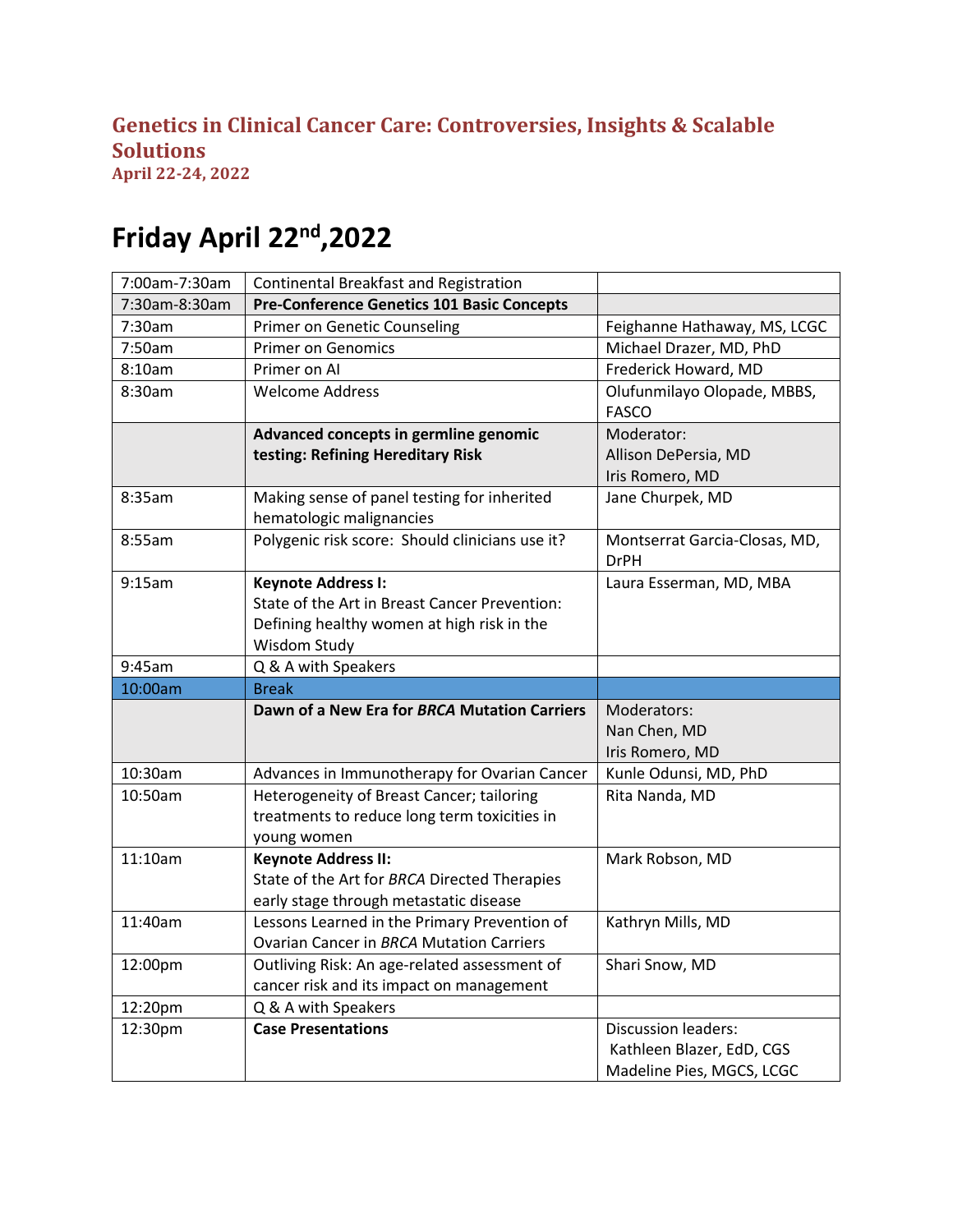# Genetics in Clinical Cancer Care: Controversies, Insights & Scalable Solutions

**April 22-24, 2022**

## Friday April 22nd,2022

| | | |
|---|---|---|
| 7:00am-7:30am | Continental Breakfast and Registration | |
| 7:30am-8:30am | **Pre-Conference Genetics 101 Basic Concepts** | |
| 7:30am | Primer on Genetic Counseling | Feighanne Hathaway, MS, LCGC |
| 7:50am | Primer on Genomics | Michael Drazer, MD, PhD |
| 8:10am | Primer on AI | Frederick Howard, MD |
| 8:30am | Welcome Address | Olufunmilayo Olopade, MBBS, FASCO |
| | **Advanced concepts in germline genomic testing: Refining Hereditary Risk** | Moderator:<br>Allison DePersia, MD<br>Iris Romero, MD |
| 8:35am | Making sense of panel testing for inherited hematologic malignancies | Jane Churpek, MD |
| 8:55am | Polygenic risk score: Should clinicians use it? | Montserrat Garcia-Closas, MD, DrPH |
| 9:15am | **Keynote Address I:**<br>State of the Art in Breast Cancer Prevention: Defining healthy women at high risk in the Wisdom Study | Laura Esserman, MD, MBA |
| 9:45am | Q & A with Speakers | |
| 10:00am | Break | |
| | **Dawn of a New Era for *BRCA* Mutation Carriers** | Moderators:<br>Nan Chen, MD<br>Iris Romero, MD |
| 10:30am | Advances in Immunotherapy for Ovarian Cancer | Kunle Odunsi, MD, PhD |
| 10:50am | Heterogeneity of Breast Cancer; tailoring treatments to reduce long term toxicities in young women | Rita Nanda, MD |
| 11:10am | **Keynote Address II:**<br>State of the Art for *BRCA* Directed Therapies early stage through metastatic disease | Mark Robson, MD |
| 11:40am | Lessons Learned in the Primary Prevention of Ovarian Cancer in *BRCA* Mutation Carriers | Kathryn Mills, MD |
| 12:00pm | Outliving Risk: An age-related assessment of cancer risk and its impact on management | Shari Snow, MD |
| 12:20pm | Q & A with Speakers | |
| 12:30pm | **Case Presentations** | Discussion leaders:<br>Kathleen Blazer, EdD, CGS<br>Madeline Pies, MGCS, LCGC |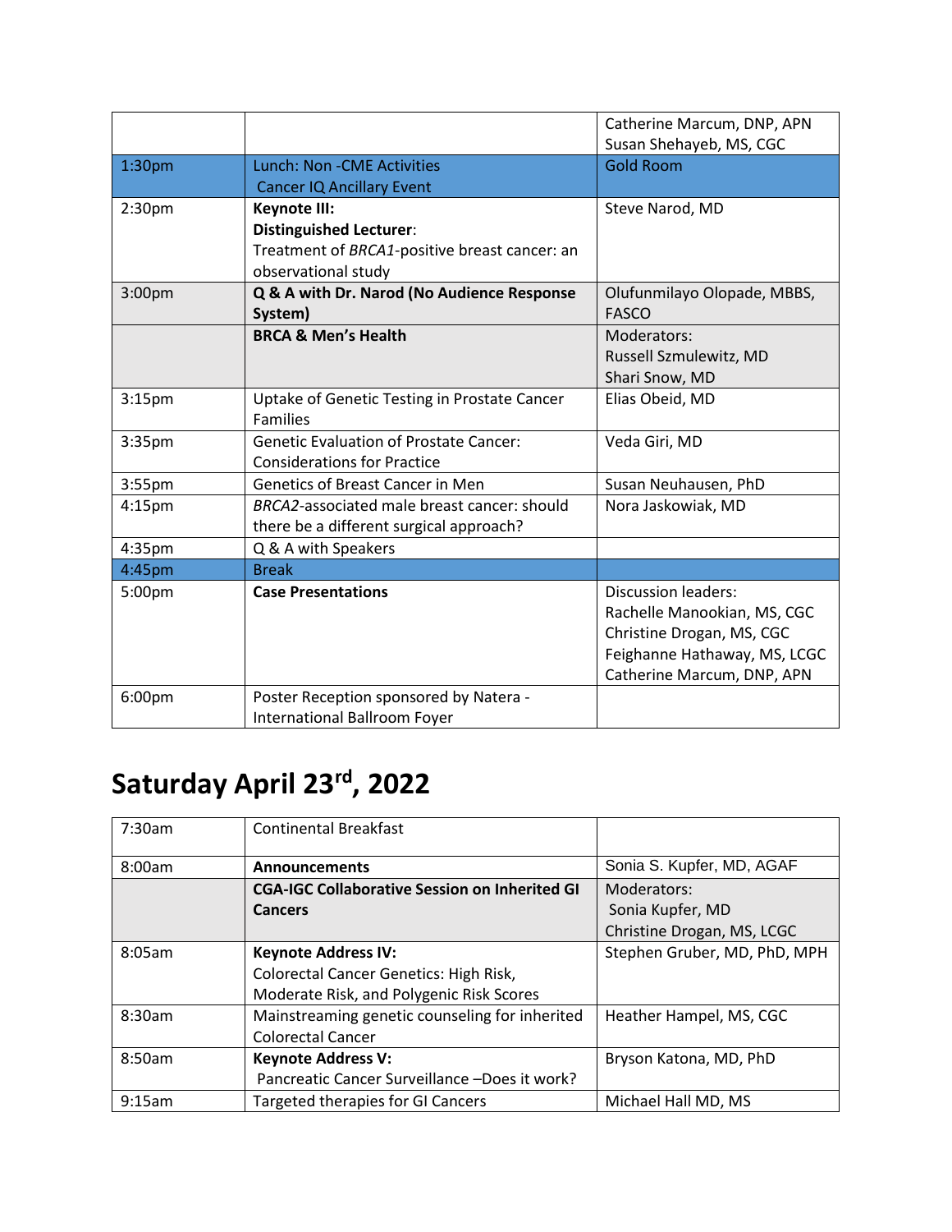| | | |
|---|---|---|
| | | Catherine Marcum, DNP, APN<br>Susan Shehayeb, MS, CGC |
| 1:30pm | Lunch: Non -CME Activities<br>Cancer IQ Ancillary Event | Gold Room |
| 2:30pm | **Keynote III:**<br>**Distinguished Lecturer**:<br>Treatment of *BRCA1*-positive breast cancer: an observational study | Steve Narod, MD |
| 3:00pm | **Q & A with Dr. Narod (No Audience Response System)** | Olufunmilayo Olopade, MBBS, FASCO |
| | **BRCA & Men's Health** | Moderators:<br>Russell Szmulewitz, MD<br>Shari Snow, MD |
| 3:15pm | Uptake of Genetic Testing in Prostate Cancer Families | Elias Obeid, MD |
| 3:35pm | Genetic Evaluation of Prostate Cancer: Considerations for Practice | Veda Giri, MD |
| 3:55pm | Genetics of Breast Cancer in Men | Susan Neuhausen, PhD |
| 4:15pm | *BRCA2*-associated male breast cancer: should there be a different surgical approach? | Nora Jaskowiak, MD |
| 4:35pm | Q & A with Speakers | |
| 4:45pm | Break | |
| 5:00pm | **Case Presentations** | Discussion leaders:<br>Rachelle Manookian, MS, CGC<br>Christine Drogan, MS, CGC<br>Feighanne Hathaway, MS, LCGC<br>Catherine Marcum, DNP, APN |
| 6:00pm | Poster Reception sponsored by Natera - International Ballroom Foyer | |

# Saturday April 23rd, 2022

| | | |
|---|---|---|
| 7:30am | Continental Breakfast | |
| 8:00am | **Announcements** | Sonia S. Kupfer, MD, AGAF |
| | **CGA-IGC Collaborative Session on Inherited GI Cancers** | Moderators:<br>Sonia Kupfer, MD<br>Christine Drogan, MS, LCGC |
| 8:05am | **Keynote Address IV:**<br>Colorectal Cancer Genetics: High Risk, Moderate Risk, and Polygenic Risk Scores | Stephen Gruber, MD, PhD, MPH |
| 8:30am | Mainstreaming genetic counseling for inherited Colorectal Cancer | Heather Hampel, MS, CGC |
| 8:50am | **Keynote Address V:**<br>Pancreatic Cancer Surveillance –Does it work? | Bryson Katona, MD, PhD |
| 9:15am | Targeted therapies for GI Cancers | Michael Hall MD, MS |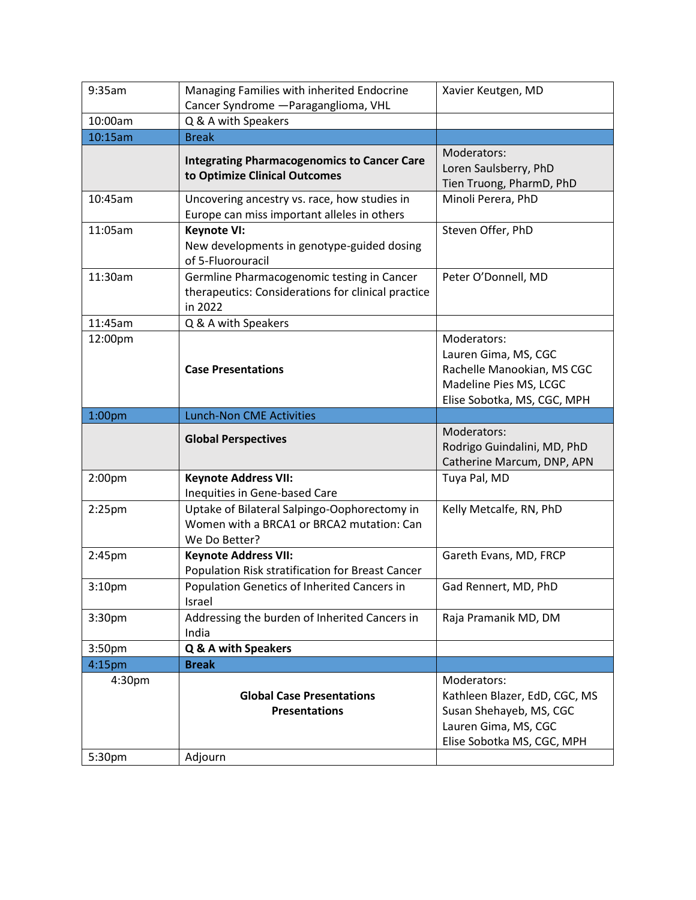| | | |
|---|---|---|
| 9:35am | Managing Families with inherited Endocrine Cancer Syndrome —Paraganglioma, VHL | Xavier Keutgen, MD |
| 10:00am | Q & A with Speakers | |
| 10:15am | Break | |
| | **Integrating Pharmacogenomics to Cancer Care to Optimize Clinical Outcomes** | Moderators:<br>Loren Saulsberry, PhD<br>Tien Truong, PharmD, PhD |
| 10:45am | Uncovering ancestry vs. race, how studies in Europe can miss important alleles in others | Minoli Perera, PhD |
| 11:05am | **Keynote VI:**<br>New developments in genotype-guided dosing of 5-Fluorouracil | Steven Offer, PhD |
| 11:30am | Germline Pharmacogenomic testing in Cancer therapeutics: Considerations for clinical practice in 2022 | Peter O'Donnell, MD |
| 11:45am | Q & A with Speakers | |
| 12:00pm | **Case Presentations** | Moderators:<br>Lauren Gima, MS, CGC<br>Rachelle Manookian, MS CGC<br>Madeline Pies MS, LCGC<br>Elise Sobotka, MS, CGC, MPH |
| 1:00pm | Lunch-Non CME Activities | |
| | **Global Perspectives** | Moderators:<br>Rodrigo Guindalini, MD, PhD<br>Catherine Marcum, DNP, APN |
| 2:00pm | **Keynote Address VII:**<br>Inequities in Gene-based Care | Tuya Pal, MD |
| 2:25pm | Uptake of Bilateral Salpingo-Oophorectomy in Women with a BRCA1 or BRCA2 mutation: Can We Do Better? | Kelly Metcalfe, RN, PhD |
| 2:45pm | **Keynote Address VII:**<br>Population Risk stratification for Breast Cancer | Gareth Evans, MD, FRCP |
| 3:10pm | Population Genetics of Inherited Cancers in Israel | Gad Rennert, MD, PhD |
| 3:30pm | Addressing the burden of Inherited Cancers in India | Raja Pramanik MD, DM |
| 3:50pm | **Q & A with Speakers** | |
| 4:15pm | **Break** | |
| 4:30pm | **Global Case Presentations Presentations** | Moderators:<br>Kathleen Blazer, EdD, CGC, MS<br>Susan Shehayeb, MS, CGC<br>Lauren Gima, MS, CGC<br>Elise Sobotka MS, CGC, MPH |
| 5:30pm | Adjourn | |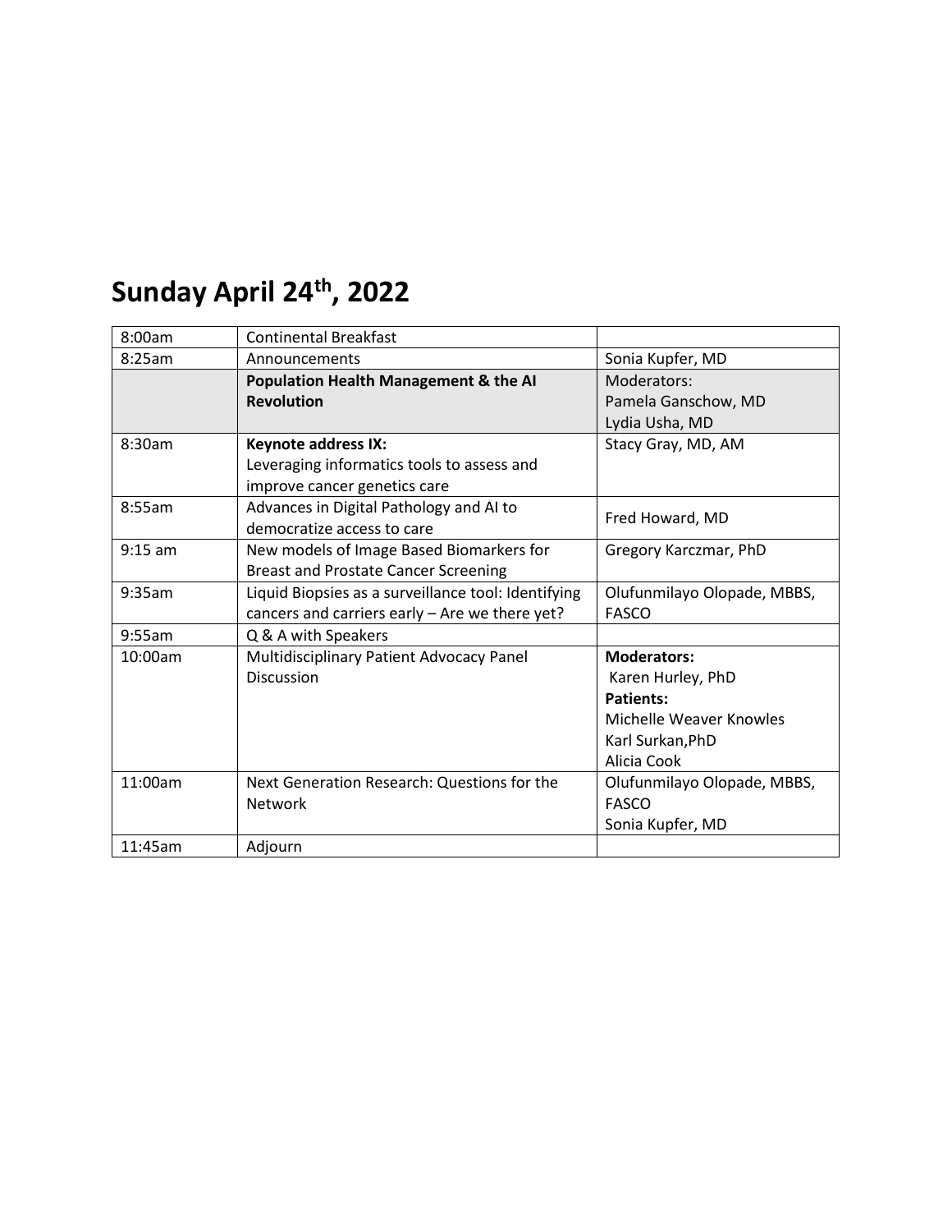# Sunday April 24th, 2022

| | | |
|---|---|---|
| 8:00am | Continental Breakfast | |
| 8:25am | Announcements | Sonia Kupfer, MD |
| | **Population Health Management & the AI Revolution** | Moderators:<br>Pamela Ganschow, MD<br>Lydia Usha, MD |
| 8:30am | **Keynote address IX:**<br>Leveraging informatics tools to assess and improve cancer genetics care | Stacy Gray, MD, AM |
| 8:55am | Advances in Digital Pathology and AI to democratize access to care | Fred Howard, MD |
| 9:15 am | New models of Image Based Biomarkers for Breast and Prostate Cancer Screening | Gregory Karczmar, PhD |
| 9:35am | Liquid Biopsies as a surveillance tool: Identifying cancers and carriers early – Are we there yet? | Olufunmilayo Olopade, MBBS, FASCO |
| 9:55am | Q & A with Speakers | |
| 10:00am | Multidisciplinary Patient Advocacy Panel Discussion | **Moderators:**<br>Karen Hurley, PhD<br>**Patients:**<br>Michelle Weaver Knowles<br>Karl Surkan,PhD<br>Alicia Cook |
| 11:00am | Next Generation Research: Questions for the Network | Olufunmilayo Olopade, MBBS, FASCO<br>Sonia Kupfer, MD |
| 11:45am | Adjourn | |